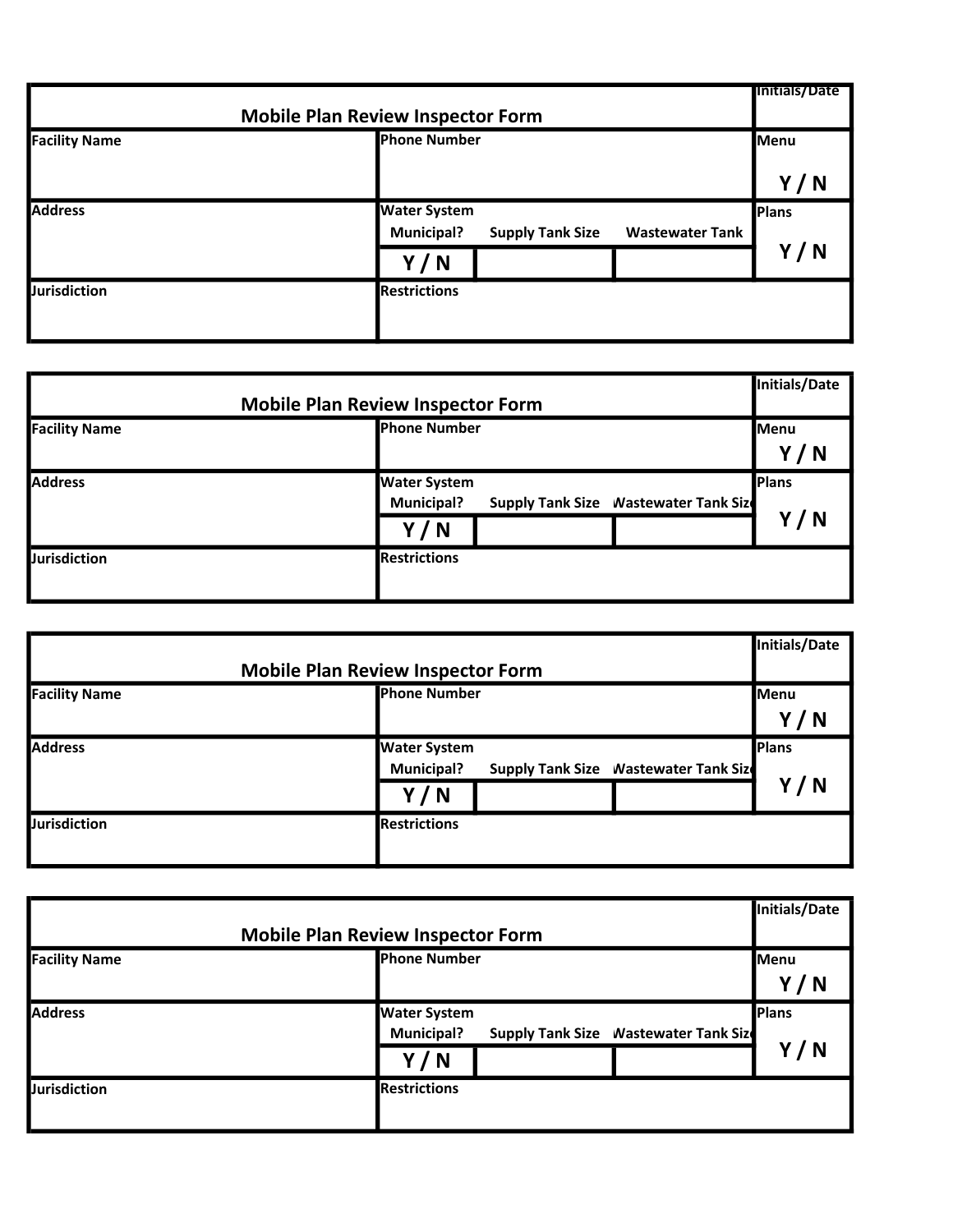| Mobile Plan Review Inspector Form | | | | Initials/Date |
|---|---|---|---|---|
| Facility Name | Phone Number | | | Menu<br>Y / N |
| Address | Water System<br>Municipal?<br>Y / N | Supply Tank Size | Wastewater Tank | Plans<br>Y / N |
| Jurisdiction | Restrictions | | | |

| Mobile Plan Review Inspector Form | | | | Initials/Date |
|---|---|---|---|---|
| Facility Name | Phone Number | | | Menu<br>Y / N |
| Address | Water System<br>Municipal?<br>Y / N | Supply Tank Size | Wastewater Tank Size | Plans<br>Y / N |
| Jurisdiction | Restrictions | | | |

| Mobile Plan Review Inspector Form | | | | Initials/Date |
|---|---|---|---|---|
| Facility Name | Phone Number | | | Menu<br>Y / N |
| Address | Water System<br>Municipal?<br>Y / N | Supply Tank Size | Wastewater Tank Size | Plans<br>Y / N |
| Jurisdiction | Restrictions | | | |

| Mobile Plan Review Inspector Form | | | | Initials/Date |
|---|---|---|---|---|
| Facility Name | Phone Number | | | Menu<br>Y / N |
| Address | Water System<br>Municipal?<br>Y / N | Supply Tank Size | Wastewater Tank Size | Plans<br>Y / N |
| Jurisdiction | Restrictions | | | |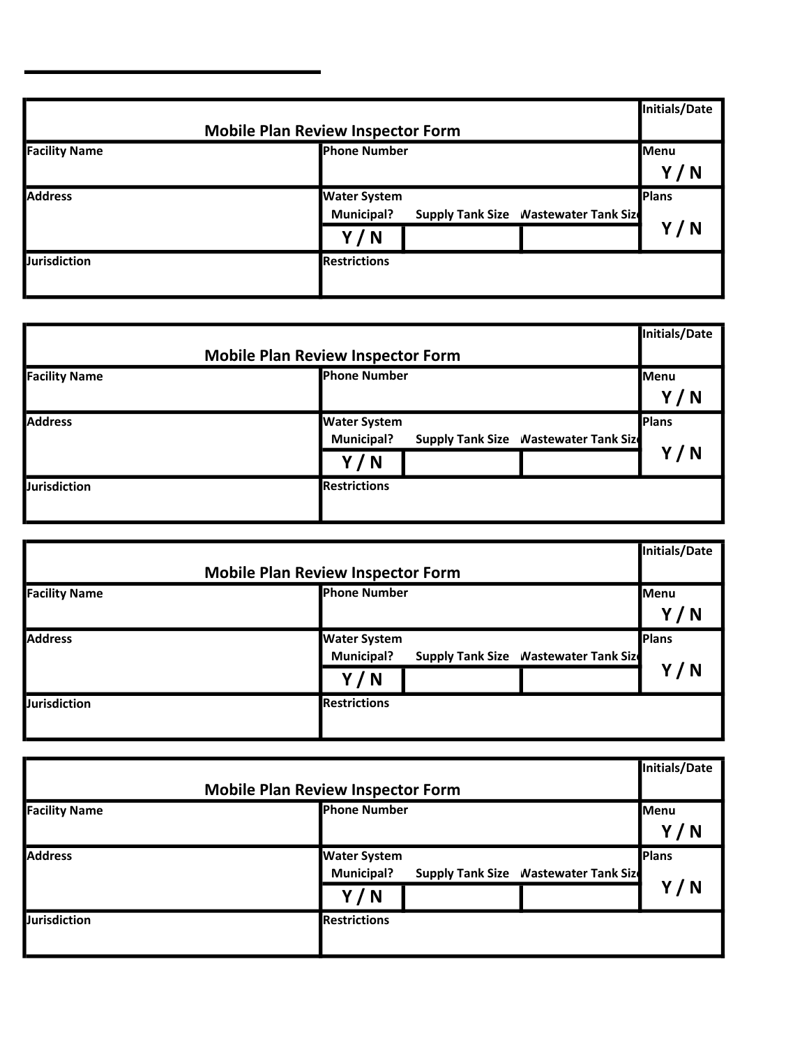| Mobile Plan Review Inspector Form | | | | Initials/Date |
|---|---|---|---|---|
| Facility Name | Phone Number | | | Menu<br>Y / N |
| Address | Water System<br>Municipal?<br>Y / N | Supply Tank Size | Wastewater Tank Size | Plans<br>Y / N |
| Jurisdiction | Restrictions | | | |

| Mobile Plan Review Inspector Form | | | | Initials/Date |
|---|---|---|---|---|
| Facility Name | Phone Number | | | Menu<br>Y / N |
| Address | Water System<br>Municipal?<br>Y / N | Supply Tank Size | Wastewater Tank Size | Plans<br>Y / N |
| Jurisdiction | Restrictions | | | |

| Mobile Plan Review Inspector Form | | | | Initials/Date |
|---|---|---|---|---|
| Facility Name | Phone Number | | | Menu<br>Y / N |
| Address | Water System<br>Municipal?<br>Y / N | Supply Tank Size | Wastewater Tank Size | Plans<br>Y / N |
| Jurisdiction | Restrictions | | | |

| Mobile Plan Review Inspector Form | | | | Initials/Date |
|---|---|---|---|---|
| Facility Name | Phone Number | | | Menu<br>Y / N |
| Address | Water System<br>Municipal?<br>Y / N | Supply Tank Size | Wastewater Tank Size | Plans<br>Y / N |
| Jurisdiction | Restrictions | | | |